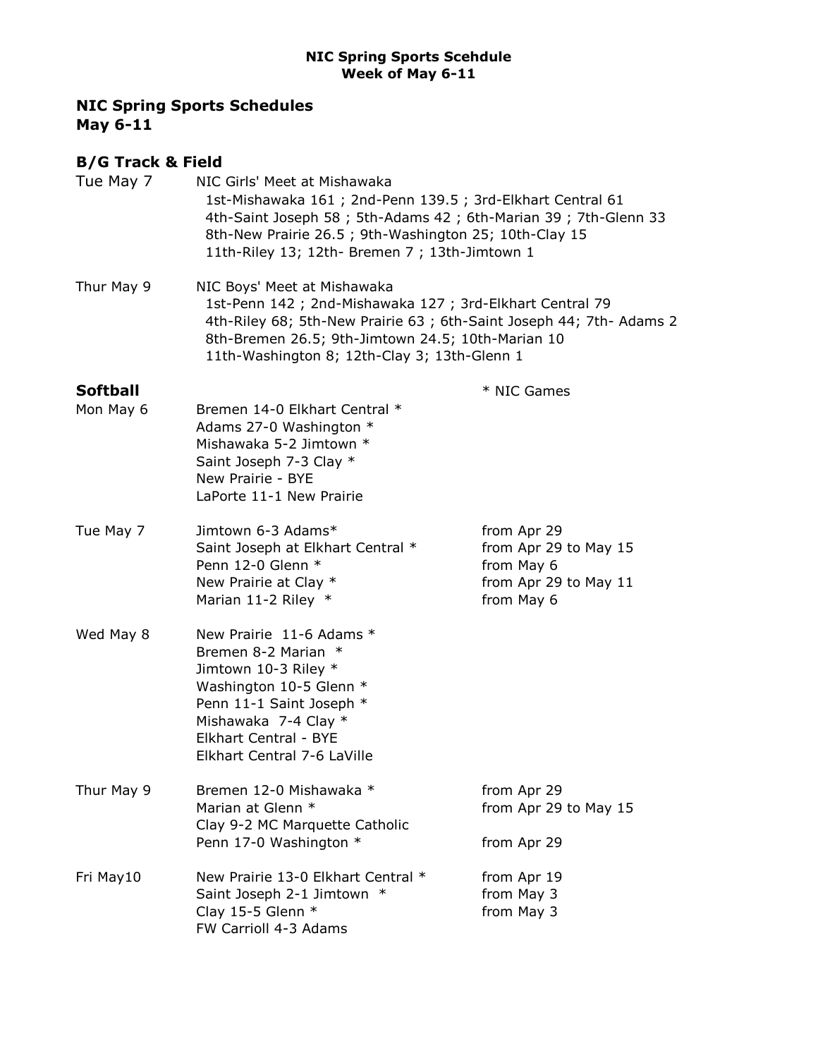**NIC Spring Sports Scehdule**
**Week of May 6-11**

## NIC Spring Sports Schedules
## May 6-11

### B/G Track & Field

Tue May 7 — NIC Girls' Meet at Mishawaka
1st-Mishawaka 161 ; 2nd-Penn 139.5 ; 3rd-Elkhart Central 61
4th-Saint Joseph 58 ; 5th-Adams 42 ; 6th-Marian 39 ; 7th-Glenn 33
8th-New Prairie 26.5 ; 9th-Washington 25; 10th-Clay 15
11th-Riley 13; 12th- Bremen 7 ; 13th-Jimtown 1

Thur May 9 — NIC Boys' Meet at Mishawaka
1st-Penn 142 ; 2nd-Mishawaka 127 ; 3rd-Elkhart Central 79
4th-Riley 68; 5th-New Prairie 63 ; 6th-Saint Joseph 44; 7th- Adams 2
8th-Bremen 26.5; 9th-Jimtown 24.5; 10th-Marian 10
11th-Washington 8; 12th-Clay 3; 13th-Glenn 1

### Softball

* NIC Games

| Date | Game | Note |
|---|---|---|
| Mon May 6 | Bremen 14-0 Elkhart Central * | |
| | Adams 27-0 Washington * | |
| | Mishawaka 5-2 Jimtown * | |
| | Saint Joseph 7-3 Clay * | |
| | New Prairie - BYE | |
| | LaPorte 11-1 New Prairie | |
| Tue May 7 | Jimtown 6-3 Adams* | from Apr 29 |
| | Saint Joseph at Elkhart Central * | from Apr 29 to May 15 |
| | Penn 12-0 Glenn * | from May 6 |
| | New Prairie at Clay * | from Apr 29 to May 11 |
| | Marian 11-2 Riley * | from May 6 |
| Wed May 8 | New Prairie 11-6 Adams * | |
| | Bremen 8-2 Marian * | |
| | Jimtown 10-3 Riley * | |
| | Washington 10-5 Glenn * | |
| | Penn 11-1 Saint Joseph * | |
| | Mishawaka 7-4 Clay * | |
| | Elkhart Central - BYE | |
| | Elkhart Central 7-6 LaVille | |
| Thur May 9 | Bremen 12-0 Mishawaka * | from Apr 29 |
| | Marian at Glenn * | from Apr 29 to May 15 |
| | Clay 9-2 MC Marquette Catholic | |
| | Penn 17-0 Washington * | from Apr 29 |
| Fri May10 | New Prairie 13-0 Elkhart Central * | from Apr 19 |
| | Saint Joseph 2-1 Jimtown * | from May 3 |
| | Clay 15-5 Glenn * | from May 3 |
| | FW Carrioll 4-3 Adams | |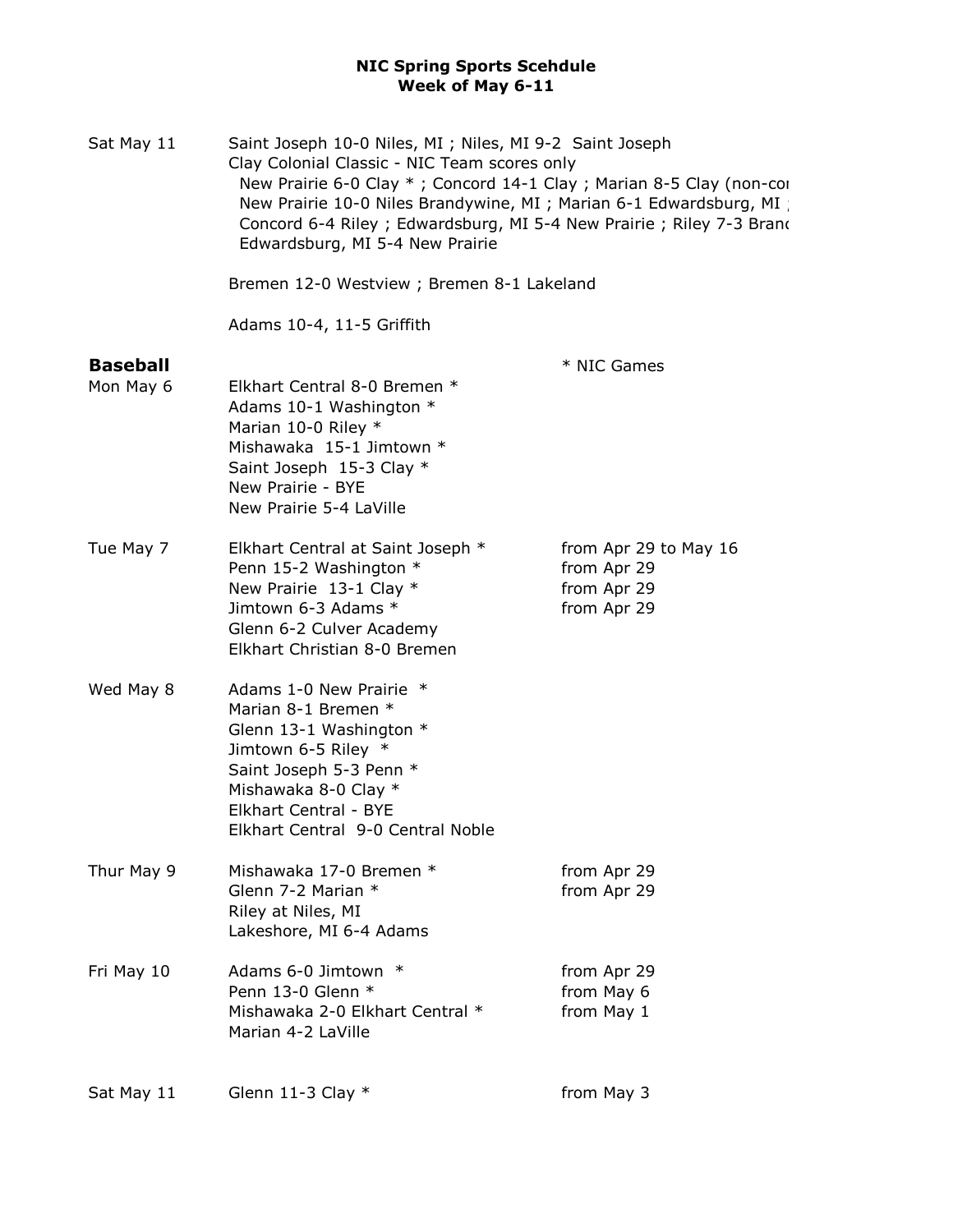**NIC Spring Sports Scehdule**
**Week of May 6-11**

Sat May 11 — Saint Joseph 10-0 Niles, MI ; Niles, MI 9-2 Saint Joseph
Clay Colonial Classic - NIC Team scores only
New Prairie 6-0 Clay * ; Concord 14-1 Clay ; Marian 8-5 Clay (non-co
New Prairie 10-0 Niles Brandywine, MI ; Marian 6-1 Edwardsburg, MI ;
Concord 6-4 Riley ; Edwardsburg, MI 5-4 New Prairie ; Riley 7-3 Bran
Edwardsburg, MI 5-4 New Prairie

Bremen 12-0 Westview ; Bremen 8-1 Lakeland

Adams 10-4, 11-5 Griffith

## Baseball

\* NIC Games

Mon May 6
- Elkhart Central 8-0 Bremen *
- Adams 10-1 Washington *
- Marian 10-0 Riley *
- Mishawaka 15-1 Jimtown *
- Saint Joseph 15-3 Clay *
- New Prairie - BYE
- New Prairie 5-4 LaVille

Tue May 7
- Elkhart Central at Saint Joseph * — from Apr 29 to May 16
- Penn 15-2 Washington * — from Apr 29
- New Prairie 13-1 Clay * — from Apr 29
- Jimtown 6-3 Adams * — from Apr 29
- Glenn 6-2 Culver Academy
- Elkhart Christian 8-0 Bremen

Wed May 8
- Adams 1-0 New Prairie *
- Marian 8-1 Bremen *
- Glenn 13-1 Washington *
- Jimtown 6-5 Riley *
- Saint Joseph 5-3 Penn *
- Mishawaka 8-0 Clay *
- Elkhart Central - BYE
- Elkhart Central 9-0 Central Noble

Thur May 9
- Mishawaka 17-0 Bremen * — from Apr 29
- Glenn 7-2 Marian * — from Apr 29
- Riley at Niles, MI
- Lakeshore, MI 6-4 Adams

Fri May 10
- Adams 6-0 Jimtown * — from Apr 29
- Penn 13-0 Glenn * — from May 6
- Mishawaka 2-0 Elkhart Central * — from May 1
- Marian 4-2 LaVille

Sat May 11
- Glenn 11-3 Clay * — from May 3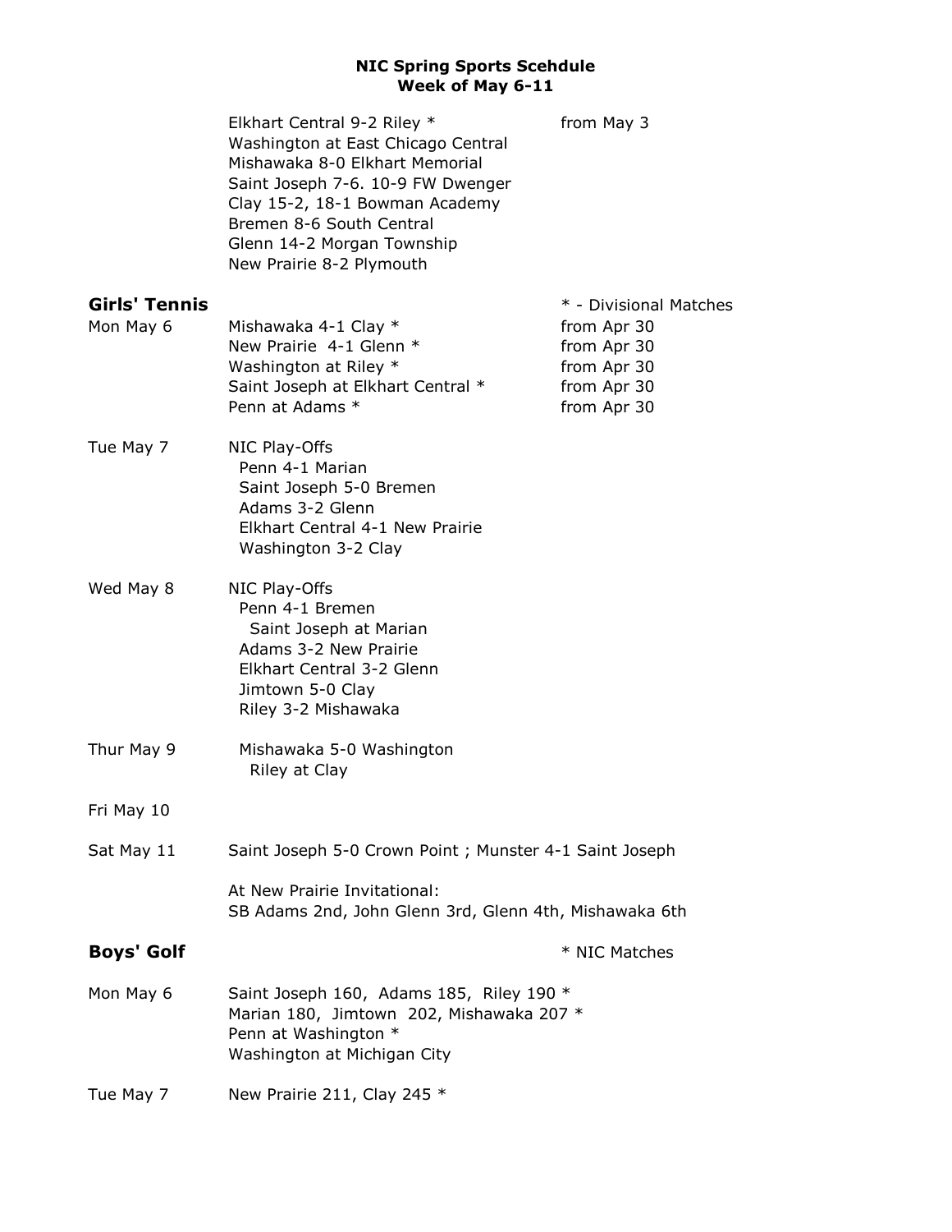**NIC Spring Sports Scehdule**
**Week of May 6-11**

| | | |
|---|---|---|
| | Elkhart Central 9-2 Riley * | from May 3 |
| | Washington at East Chicago Central | |
| | Mishawaka 8-0 Elkhart Memorial | |
| | Saint Joseph 7-6. 10-9 FW Dwenger | |
| | Clay 15-2, 18-1 Bowman Academy | |
| | Bremen 8-6 South Central | |
| | Glenn 14-2 Morgan Township | |
| | New Prairie 8-2 Plymouth | |

## Girls' Tennis

* - Divisional Matches

| | | |
|---|---|---|
| Mon May 6 | Mishawaka 4-1 Clay * | from Apr 30 |
| | New Prairie 4-1 Glenn * | from Apr 30 |
| | Washington at Riley * | from Apr 30 |
| | Saint Joseph at Elkhart Central * | from Apr 30 |
| | Penn at Adams * | from Apr 30 |

Tue May 7 — NIC Play-Offs
- Penn 4-1 Marian
- Saint Joseph 5-0 Bremen
- Adams 3-2 Glenn
- Elkhart Central 4-1 New Prairie
- Washington 3-2 Clay

Wed May 8 — NIC Play-Offs
- Penn 4-1 Bremen
- Saint Joseph at Marian
- Adams 3-2 New Prairie
- Elkhart Central 3-2 Glenn
- Jimtown 5-0 Clay
- Riley 3-2 Mishawaka

Thur May 9
- Mishawaka 5-0 Washington
- Riley at Clay

Fri May 10

Sat May 11 — Saint Joseph 5-0 Crown Point ; Munster 4-1 Saint Joseph

At New Prairie Invitational:
SB Adams 2nd, John Glenn 3rd, Glenn 4th, Mishawaka 6th

## Boys' Golf

* NIC Matches

Mon May 6
- Saint Joseph 160, Adams 185, Riley 190 *
- Marian 180, Jimtown 202, Mishawaka 207 *
- Penn at Washington *
- Washington at Michigan City

Tue May 7
- New Prairie 211, Clay 245 *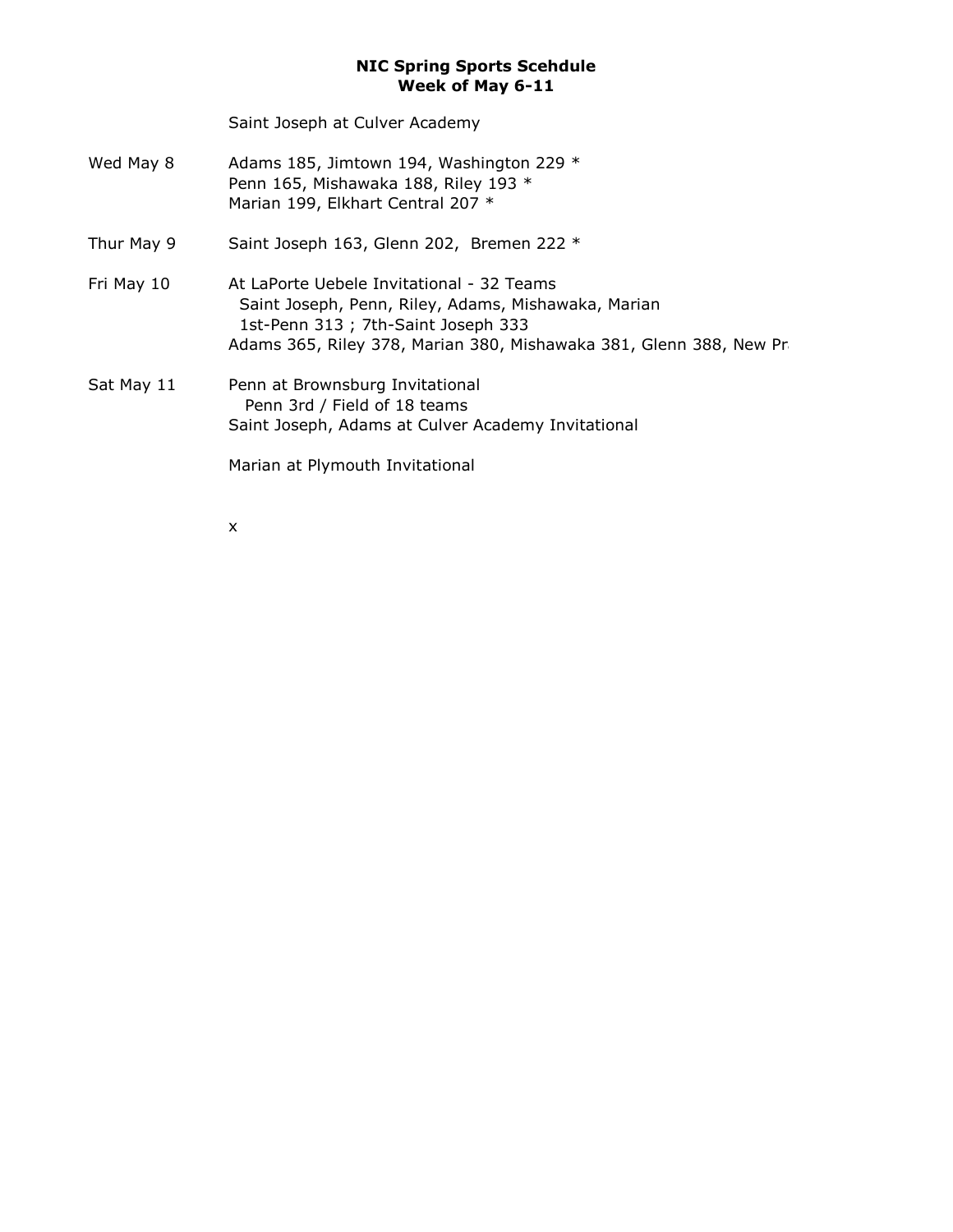**NIC Spring Sports Scehdule**
**Week of May 6-11**

Saint Joseph at Culver Academy

Wed May 8 — Adams 185, Jimtown 194, Washington 229 *
Penn 165, Mishawaka 188, Riley 193 *
Marian 199, Elkhart Central 207 *

Thur May 9 — Saint Joseph 163, Glenn 202, Bremen 222 *

Fri May 10 — At LaPorte Uebele Invitational - 32 Teams
Saint Joseph, Penn, Riley, Adams, Mishawaka, Marian
1st-Penn 313 ; 7th-Saint Joseph 333
Adams 365, Riley 378, Marian 380, Mishawaka 381, Glenn 388, New Pr

Sat May 11 — Penn at Brownsburg Invitational
Penn 3rd / Field of 18 teams
Saint Joseph, Adams at Culver Academy Invitational

Marian at Plymouth Invitational

x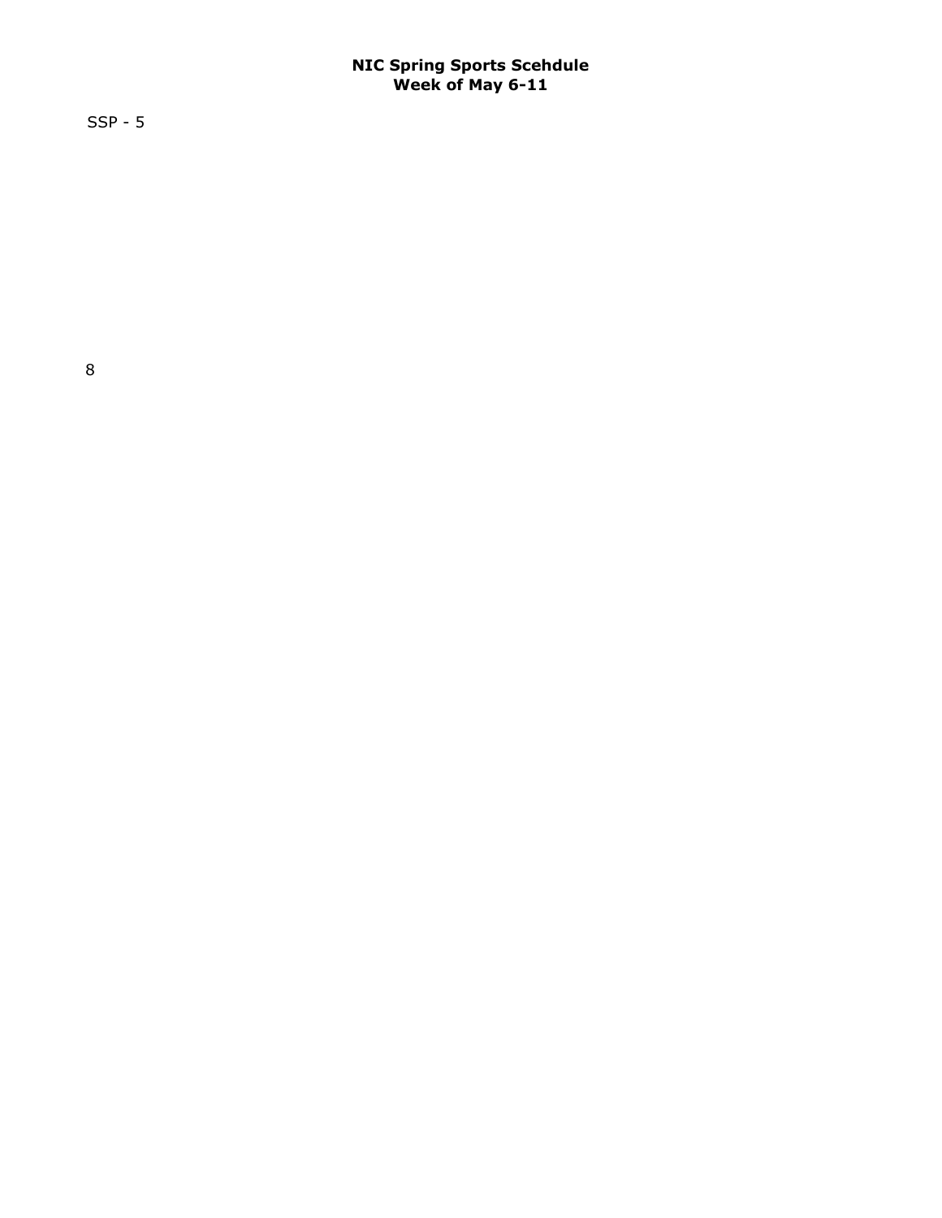**NIC Spring Sports Scehdule**
**Week of May 6-11**

SSP - 5

8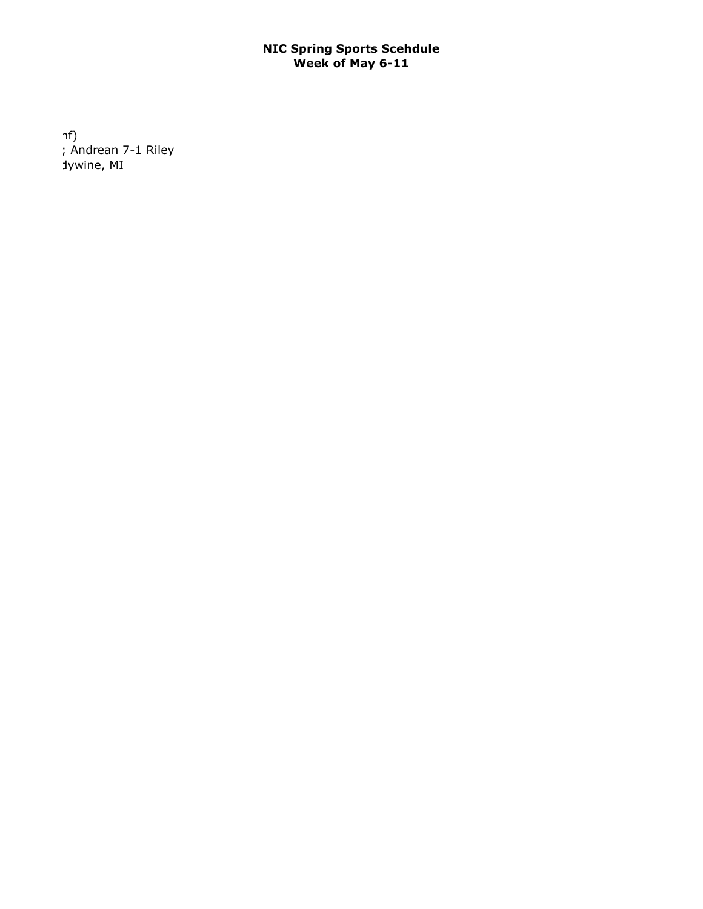**NIC Spring Sports Scehdule**
**Week of May 6-11**

ıf)
; Andrean 7-1 Riley
dywine, MI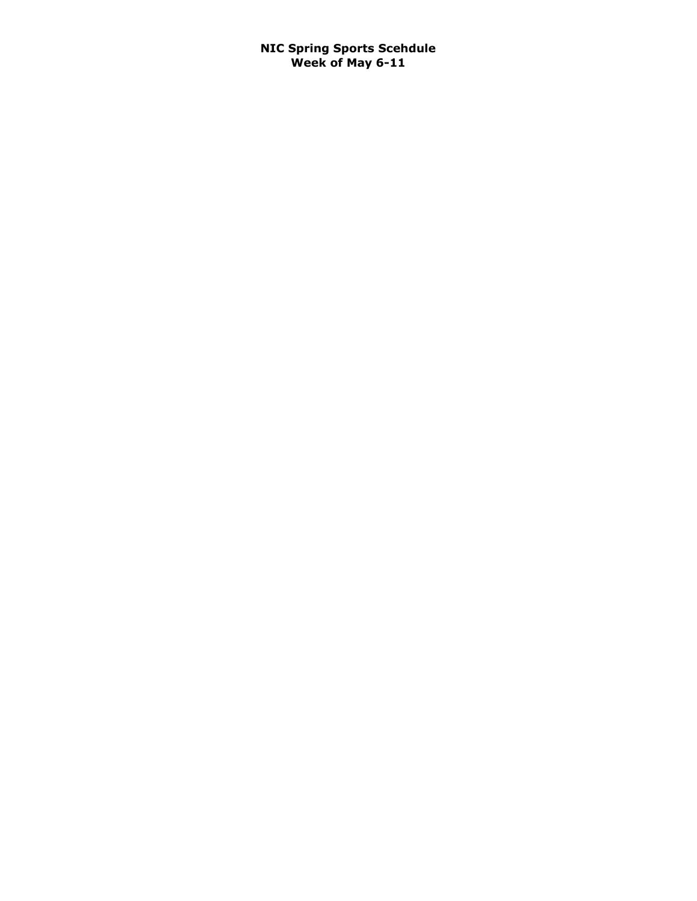**NIC Spring Sports Scehdule**
**Week of May 6-11**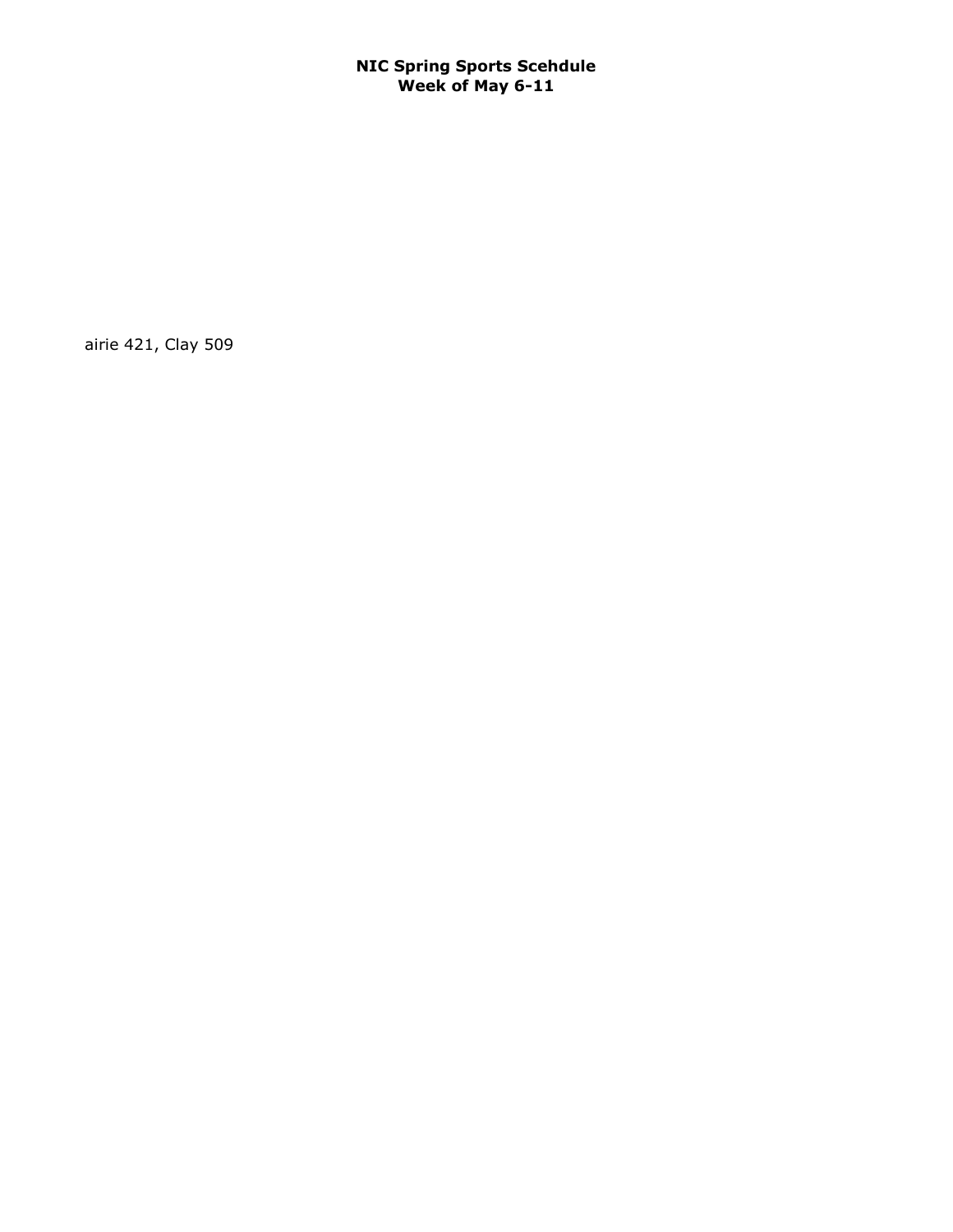**NIC Spring Sports Scehdule**
**Week of May 6-11**

airie 421, Clay 509